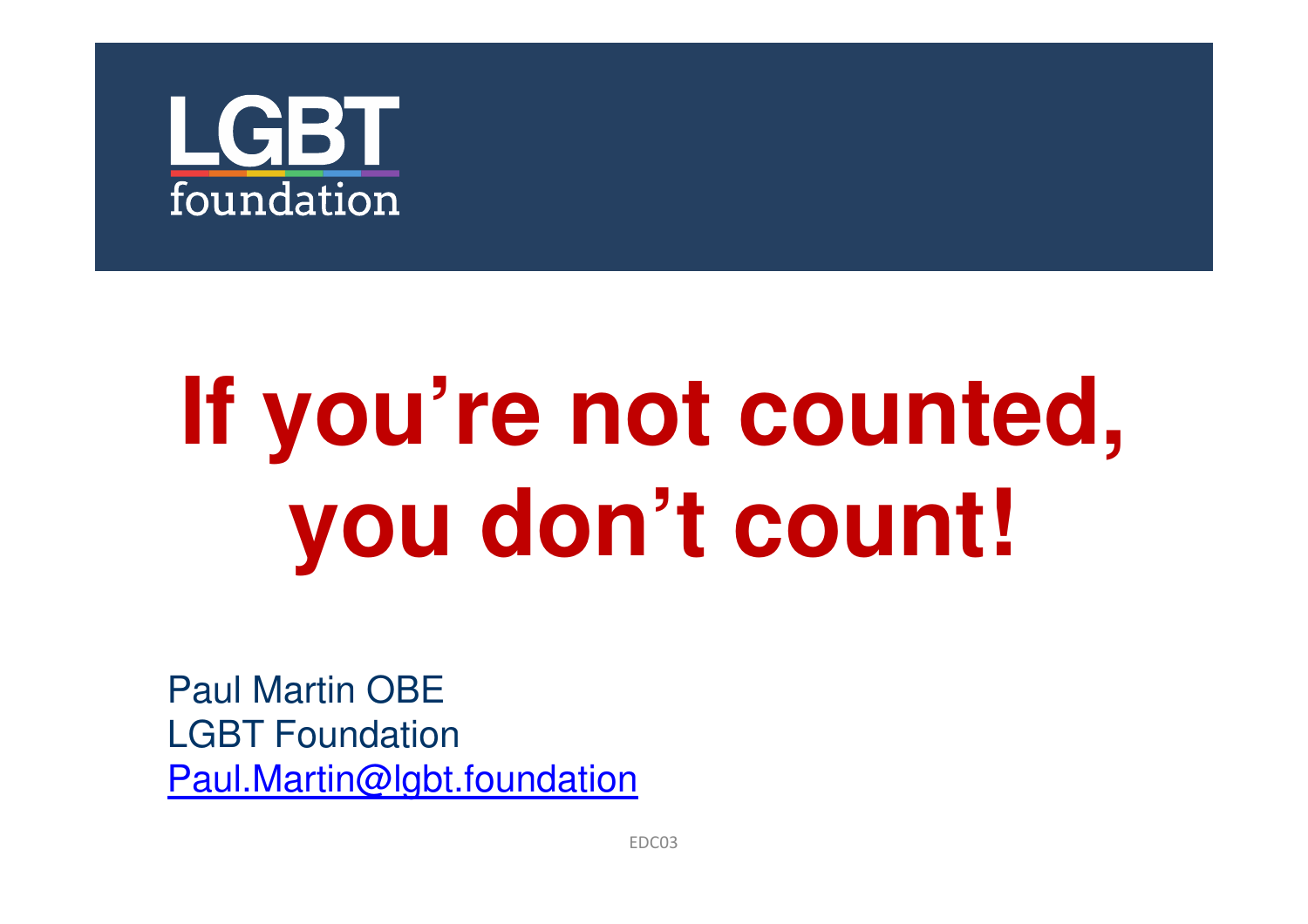LGBT foundation

# If you're not counted, you don't count!

Paul Martin OBE
LGBT Foundation
[Paul.Martin@lgbt.foundation](mailto:Paul.Martin@lgbt.foundation)

EDC03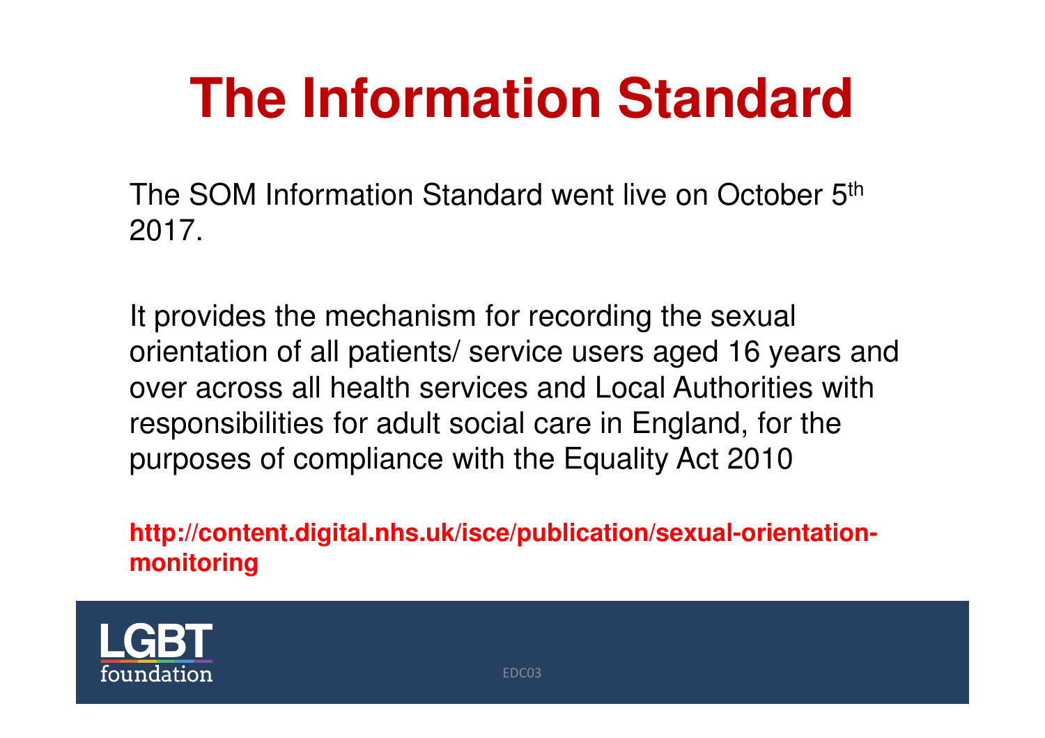# The Information Standard

The SOM Information Standard went live on October 5th 2017.

It provides the mechanism for recording the sexual orientation of all patients/ service users aged 16 years and over across all health services and Local Authorities with responsibilities for adult social care in England, for the purposes of compliance with the Equality Act 2010

**http://content.digital.nhs.uk/isce/publication/sexual-orientation-monitoring**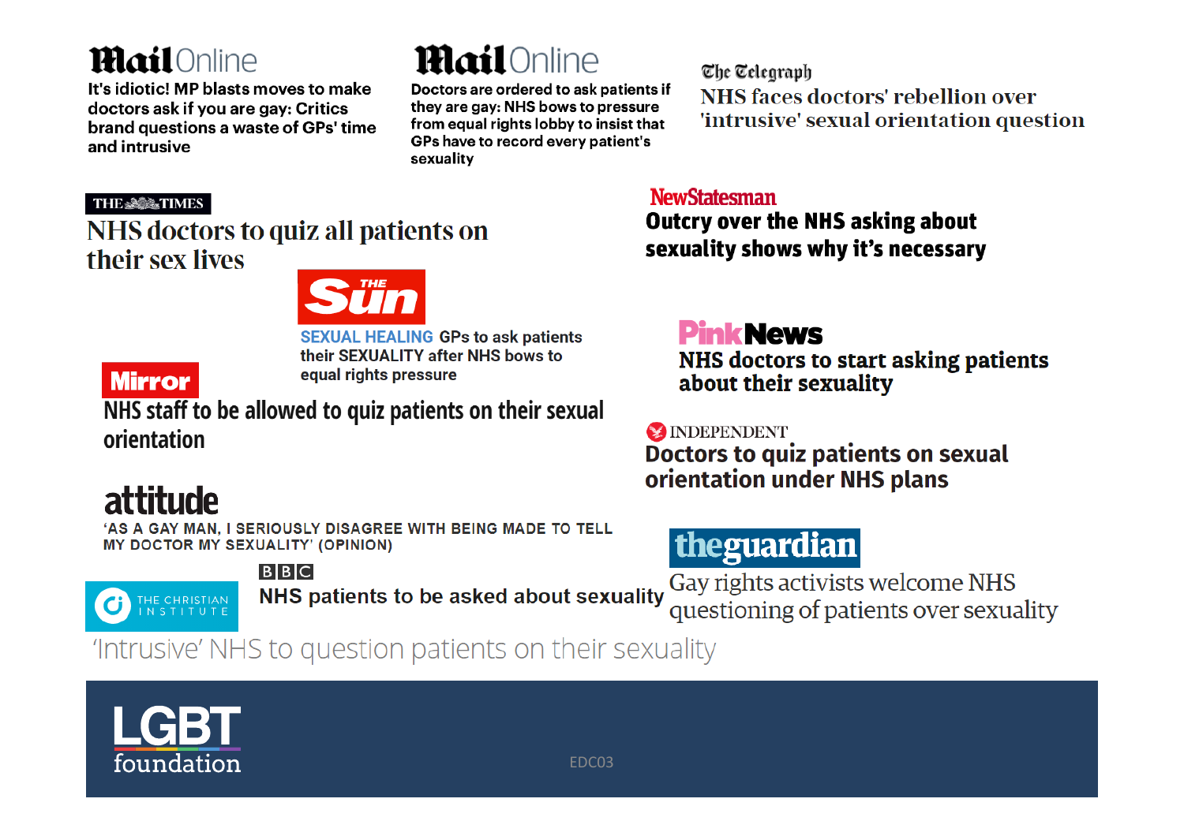**MailOnline**

It's idiotic! MP blasts moves to make doctors ask if you are gay: Critics brand questions a waste of GPs' time and intrusive

**MailOnline**

Doctors are ordered to ask patients if they are gay: NHS bows to pressure from equal rights lobby to insist that GPs have to record every patient's sexuality

**The Telegraph**

NHS faces doctors' rebellion over 'intrusive' sexual orientation question

**THE TIMES**

NHS doctors to quiz all patients on their sex lives

**NewStatesman**

Outcry over the NHS asking about sexuality shows why it's necessary

**THE Sun**

SEXUAL HEALING GPs to ask patients their SEXUALITY after NHS bows to equal rights pressure

**PinkNews**

NHS doctors to start asking patients about their sexuality

**Mirror**

NHS staff to be allowed to quiz patients on their sexual orientation

**INDEPENDENT**

Doctors to quiz patients on sexual orientation under NHS plans

**attitude**

'AS A GAY MAN, I SERIOUSLY DISAGREE WITH BEING MADE TO TELL MY DOCTOR MY SEXUALITY' (OPINION)

**theguardian**

Gay rights activists welcome NHS questioning of patients over sexuality

**BBC**

NHS patients to be asked about sexuality

**THE CHRISTIAN INSTITUTE**

'Intrusive' NHS to question patients on their sexuality

**LGBT foundation**

EDC03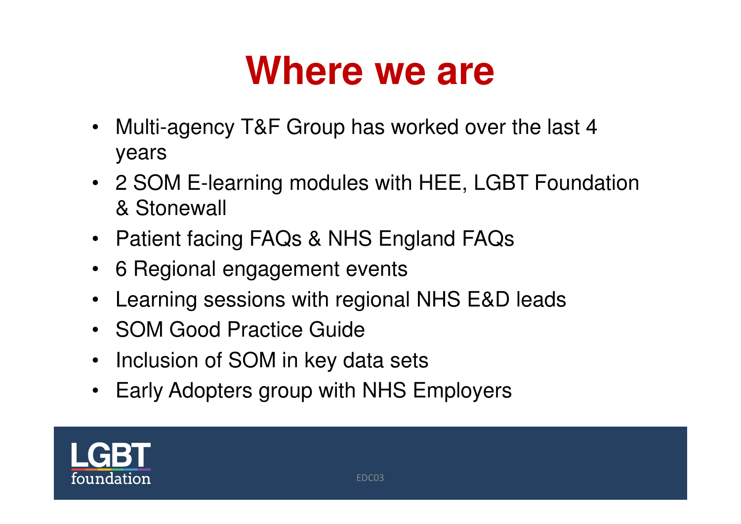# Where we are

- Multi-agency T&F Group has worked over the last 4 years
- 2 SOM E-learning modules with HEE, LGBT Foundation & Stonewall
- Patient facing FAQs & NHS England FAQs
- 6 Regional engagement events
- Learning sessions with regional NHS E&D leads
- SOM Good Practice Guide
- Inclusion of SOM in key data sets
- Early Adopters group with NHS Employers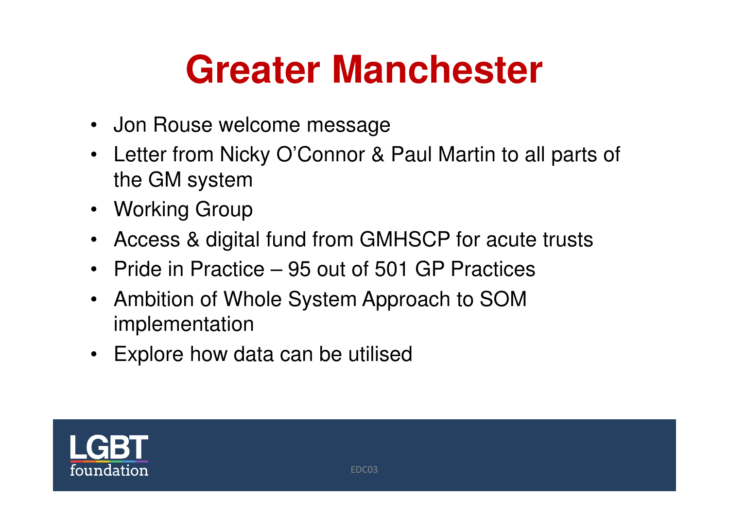# Greater Manchester

- Jon Rouse welcome message
- Letter from Nicky O'Connor & Paul Martin to all parts of the GM system
- Working Group
- Access & digital fund from GMHSCP for acute trusts
- Pride in Practice – 95 out of 501 GP Practices
- Ambition of Whole System Approach to SOM implementation
- Explore how data can be utilised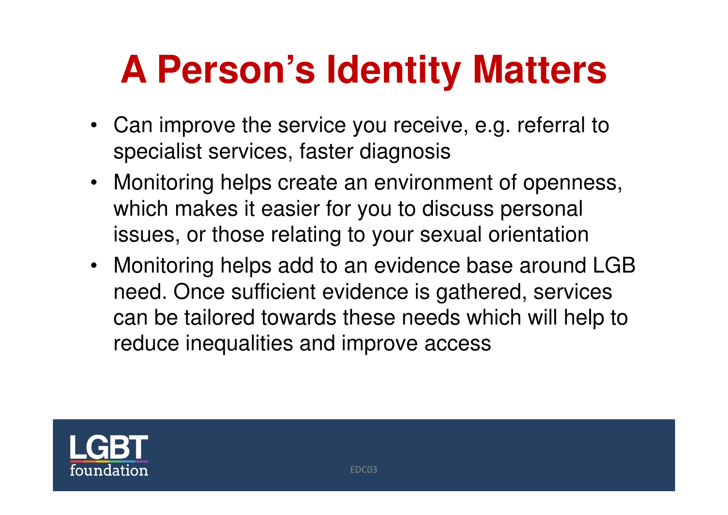# A Person's Identity Matters

- Can improve the service you receive, e.g. referral to specialist services, faster diagnosis
- Monitoring helps create an environment of openness, which makes it easier for you to discuss personal issues, or those relating to your sexual orientation
- Monitoring helps add to an evidence base around LGB need. Once sufficient evidence is gathered, services can be tailored towards these needs which will help to reduce inequalities and improve access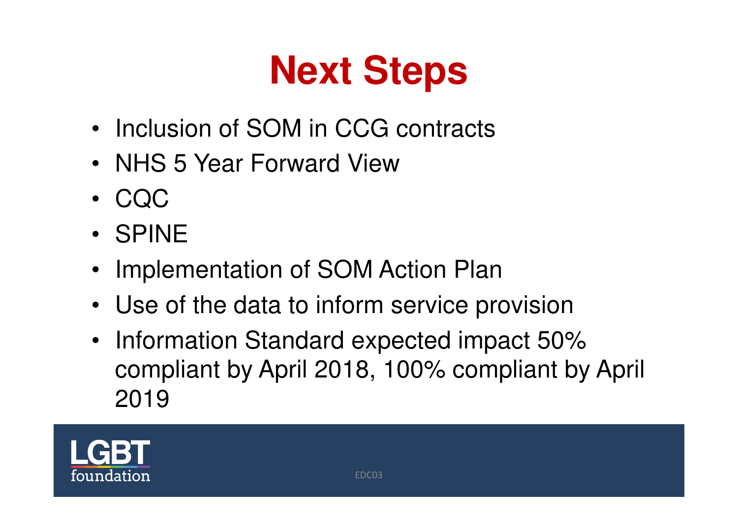# Next Steps

- Inclusion of SOM in CCG contracts
- NHS 5 Year Forward View
- CQC
- SPINE
- Implementation of SOM Action Plan
- Use of the data to inform service provision
- Information Standard expected impact 50% compliant by April 2018, 100% compliant by April 2019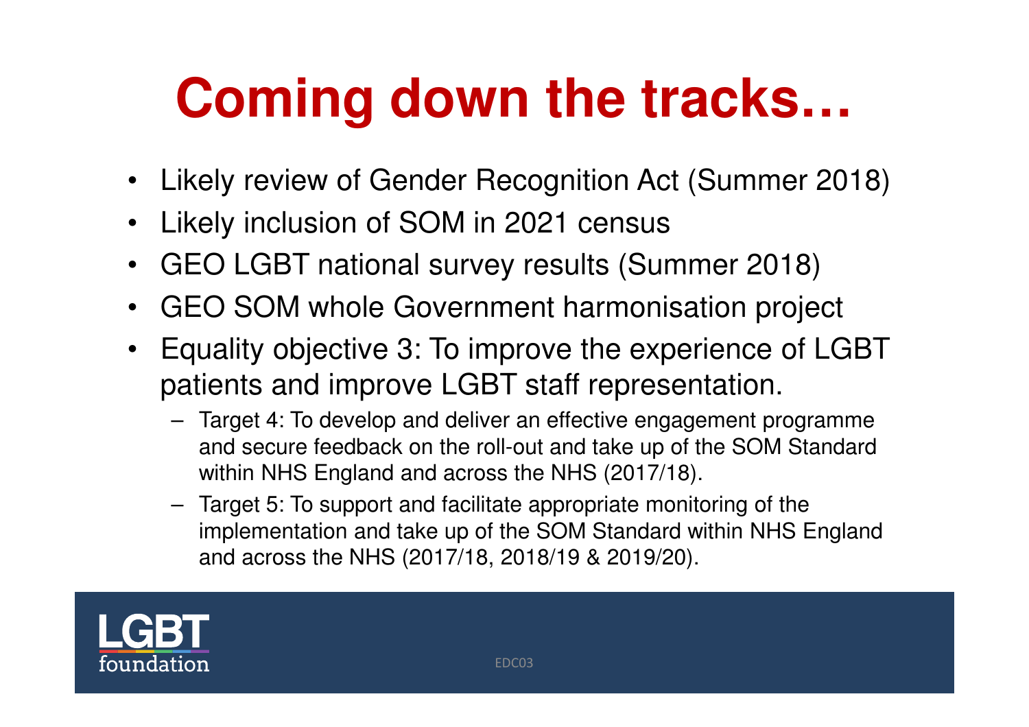# Coming down the tracks…

- Likely review of Gender Recognition Act (Summer 2018)
- Likely inclusion of SOM in 2021 census
- GEO LGBT national survey results (Summer 2018)
- GEO SOM whole Government harmonisation project
- Equality objective 3: To improve the experience of LGBT patients and improve LGBT staff representation.
  - Target 4: To develop and deliver an effective engagement programme and secure feedback on the roll-out and take up of the SOM Standard within NHS England and across the NHS (2017/18).
  - Target 5: To support and facilitate appropriate monitoring of the implementation and take up of the SOM Standard within NHS England and across the NHS (2017/18, 2018/19 & 2019/20).

LGBT foundation

EDC03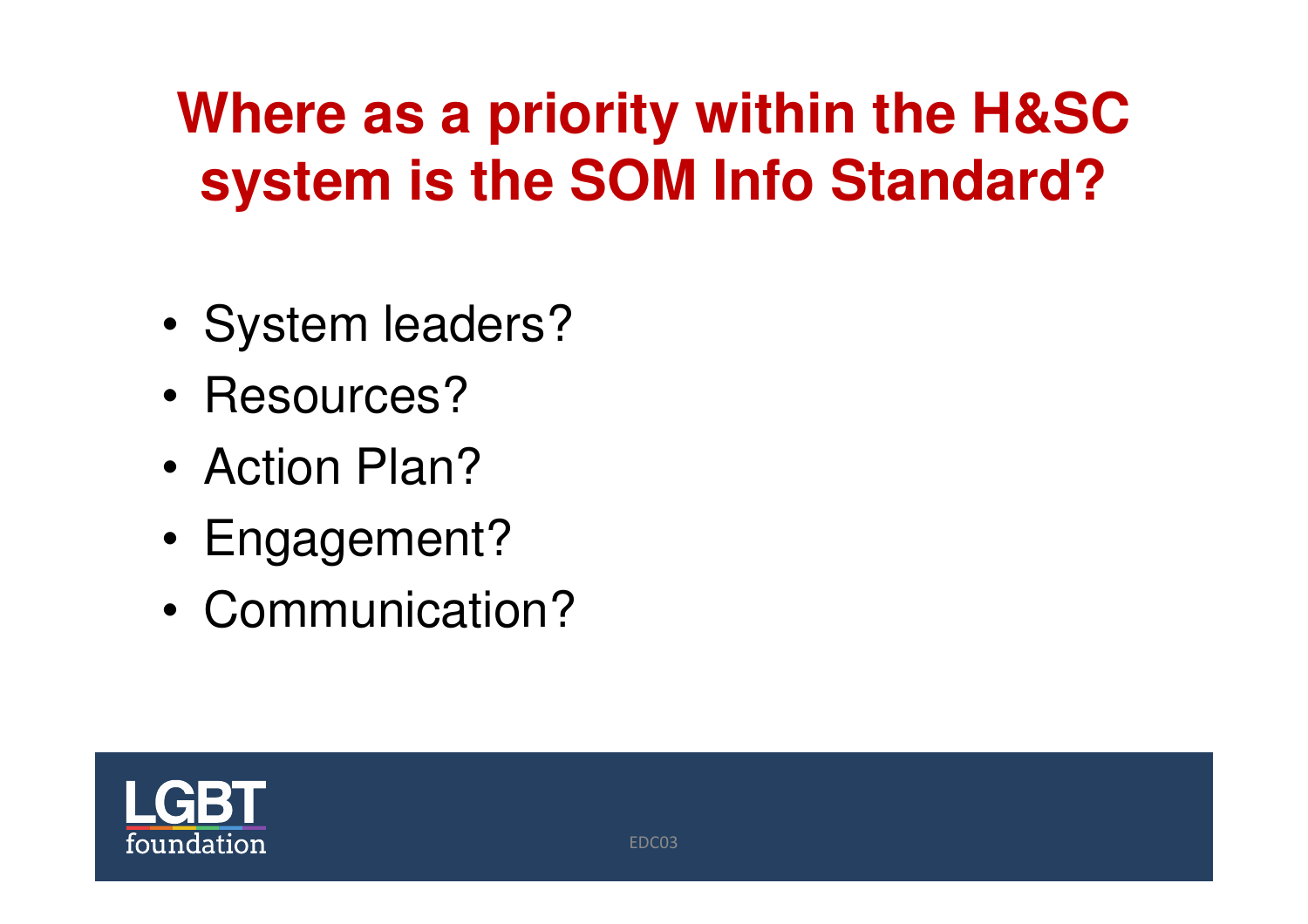# Where as a priority within the H&SC system is the SOM Info Standard?

- System leaders?
- Resources?
- Action Plan?
- Engagement?
- Communication?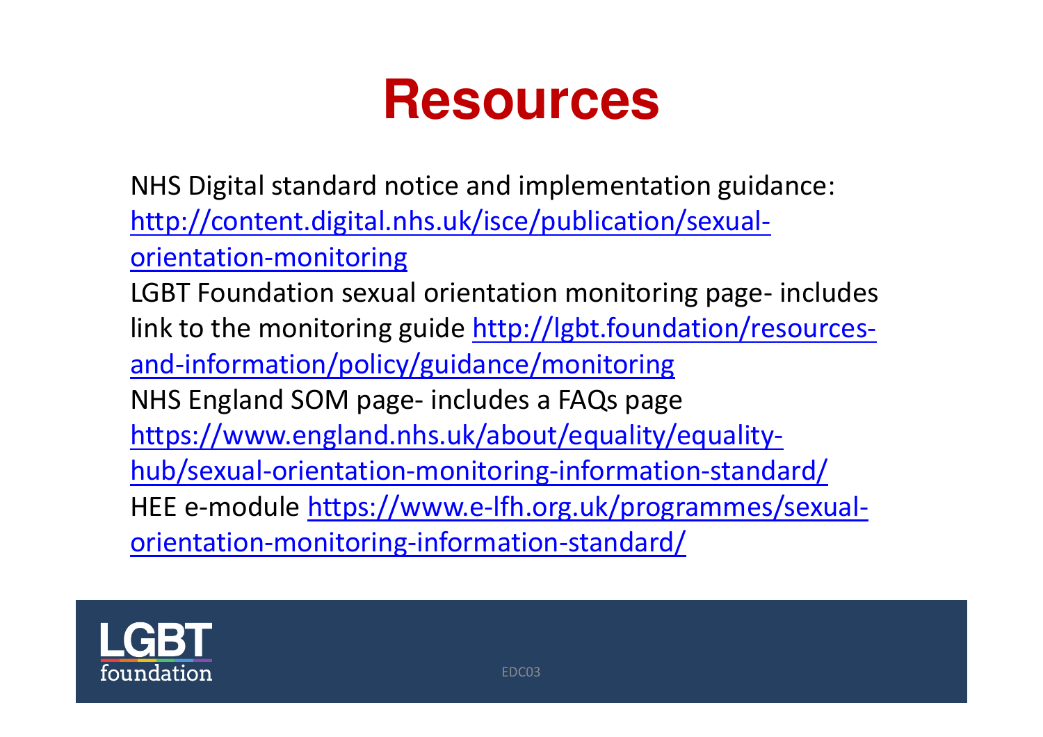# Resources

NHS Digital standard notice and implementation guidance: http://content.digital.nhs.uk/isce/publication/sexual-orientation-monitoring

LGBT Foundation sexual orientation monitoring page- includes link to the monitoring guide http://lgbt.foundation/resources-and-information/policy/guidance/monitoring

NHS England SOM page- includes a FAQs page https://www.england.nhs.uk/about/equality/equality-hub/sexual-orientation-monitoring-information-standard/

HEE e-module https://www.e-lfh.org.uk/programmes/sexual-orientation-monitoring-information-standard/